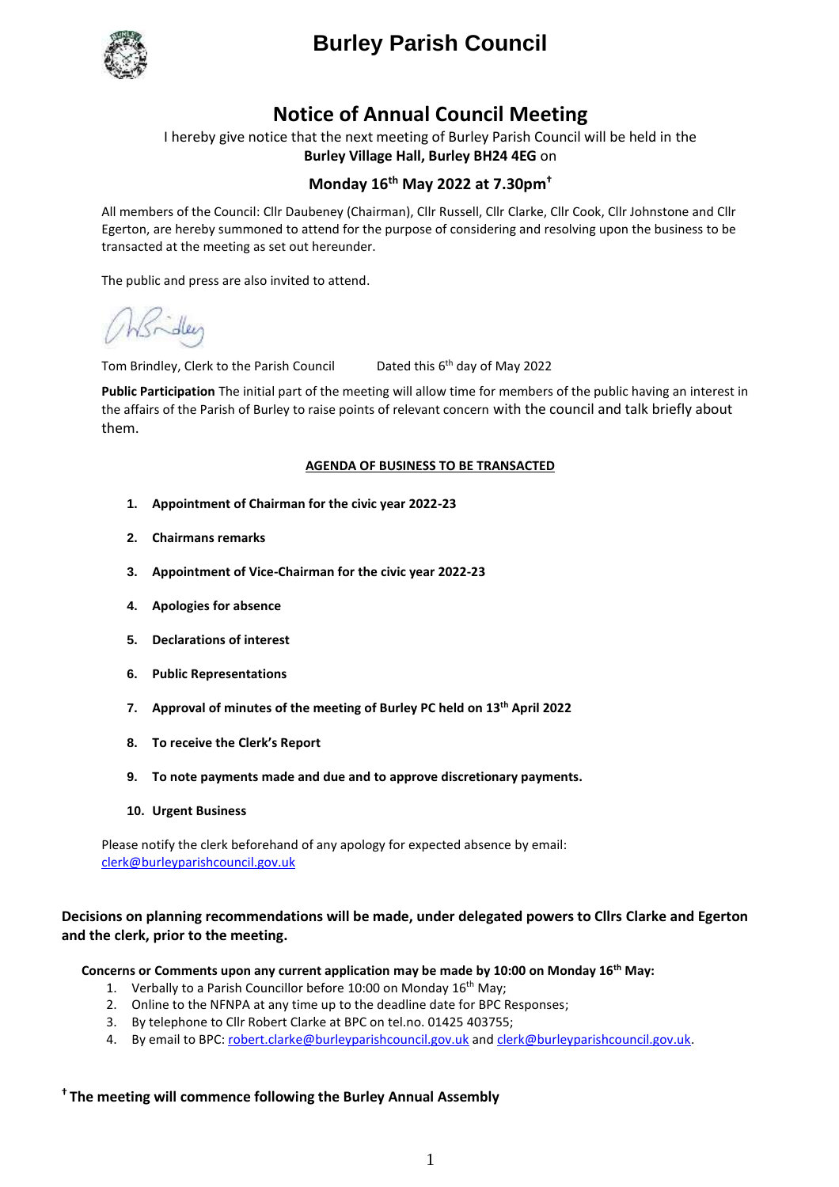# Burley Parish Council

## Notice of Annual Council Meeting

I hereby give notice that the next meeting of Burley Parish Council will be held in the **Burley Village Hall, Burley BH24 4EG** on

**Monday 16th May 2022 at 7.30pm†**

All members of the Council: Cllr Daubeney (Chairman), Cllr Russell, Cllr Clarke, Cllr Cook, Cllr Johnstone and Cllr Egerton, are hereby summoned to attend for the purpose of considering and resolving upon the business to be transacted at the meeting as set out hereunder.

The public and press are also invited to attend.

Tom Brindley, Clerk to the Parish Council        Dated this 6th day of May 2022

**Public Participation** The initial part of the meeting will allow time for members of the public having an interest in the affairs of the Parish of Burley to raise points of relevant concern with the council and talk briefly about them.

**AGENDA OF BUSINESS TO BE TRANSACTED**

1. **Appointment of Chairman for the civic year 2022-23**
2. **Chairmans remarks**
3. **Appointment of Vice-Chairman for the civic year 2022-23**
4. **Apologies for absence**
5. **Declarations of interest**
6. **Public Representations**
7. **Approval of minutes of the meeting of Burley PC held on 13th April 2022**
8. **To receive the Clerk's Report**
9. **To note payments made and due and to approve discretionary payments.**
10. **Urgent Business**

Please notify the clerk beforehand of any apology for expected absence by email: clerk@burleyparishcouncil.gov.uk

**Decisions on planning recommendations will be made, under delegated powers to Cllrs Clarke and Egerton and the clerk, prior to the meeting.**

**Concerns or Comments upon any current application may be made by 10:00 on Monday 16th May:**

1. Verbally to a Parish Councillor before 10:00 on Monday 16th May;
2. Online to the NFNPA at any time up to the deadline date for BPC Responses;
3. By telephone to Cllr Robert Clarke at BPC on tel.no. 01425 403755;
4. By email to BPC: robert.clarke@burleyparishcouncil.gov.uk and clerk@burleyparishcouncil.gov.uk.

**† The meeting will commence following the Burley Annual Assembly**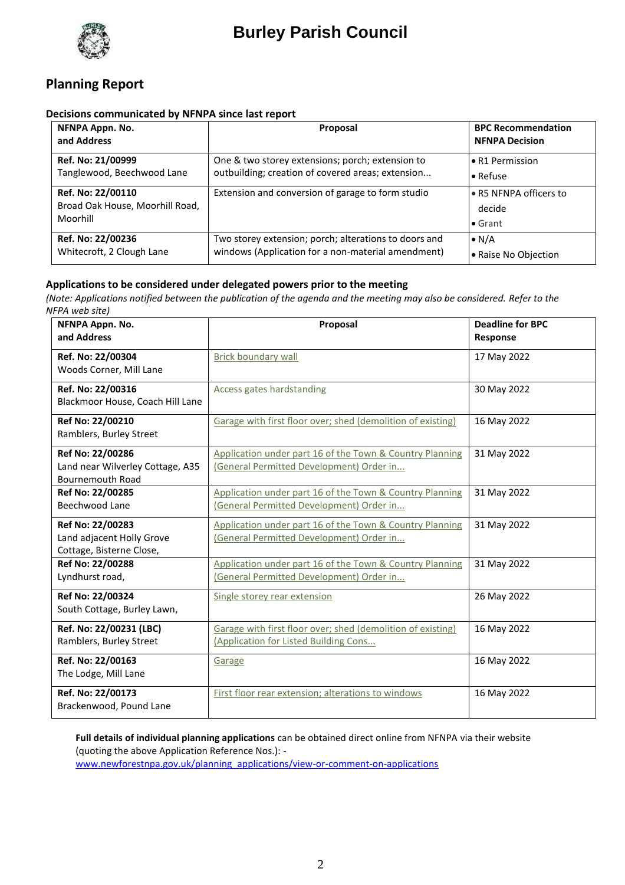# Burley Parish Council

## Planning Report

### Decisions communicated by NFNPA since last report

| NFNPA Appn. No. and Address | Proposal | BPC Recommendation NFNPA Decision |
|---|---|---|
| **Ref. No: 21/00999** Tanglewood, Beechwood Lane | One & two storey extensions; porch; extension to outbuilding; creation of covered areas; extension... | • R1 Permission<br>• Refuse |
| **Ref. No: 22/00110** Broad Oak House, Moorhill Road, Moorhill | Extension and conversion of garage to form studio | • R5 NFNPA officers to decide<br>• Grant |
| **Ref. No: 22/00236** Whitecroft, 2 Clough Lane | Two storey extension; porch; alterations to doors and windows (Application for a non-material amendment) | • N/A<br>• Raise No Objection |

### Applications to be considered under delegated powers prior to the meeting

*(Note: Applications notified between the publication of the agenda and the meeting may also be considered. Refer to the NFPA web site)*

| NFNPA Appn. No. and Address | Proposal | Deadline for BPC Response |
|---|---|---|
| **Ref. No: 22/00304** Woods Corner, Mill Lane | Brick boundary wall | 17 May 2022 |
| **Ref. No: 22/00316** Blackmoor House, Coach Hill Lane | Access gates hardstanding | 30 May 2022 |
| **Ref No: 22/00210** Ramblers, Burley Street | Garage with first floor over; shed (demolition of existing) | 16 May 2022 |
| **Ref No: 22/00286** Land near Wilverley Cottage, A35 Bournemouth Road | Application under part 16 of the Town & Country Planning (General Permitted Development) Order in... | 31 May 2022 |
| **Ref No: 22/00285** Beechwood Lane | Application under part 16 of the Town & Country Planning (General Permitted Development) Order in... | 31 May 2022 |
| **Ref No: 22/00283** Land adjacent Holly Grove Cottage, Bisterne Close, | Application under part 16 of the Town & Country Planning (General Permitted Development) Order in... | 31 May 2022 |
| **Ref No: 22/00288** Lyndhurst road, | Application under part 16 of the Town & Country Planning (General Permitted Development) Order in... | 31 May 2022 |
| **Ref No: 22/00324** South Cottage, Burley Lawn, | Single storey rear extension | 26 May 2022 |
| **Ref. No: 22/00231 (LBC)** Ramblers, Burley Street | Garage with first floor over; shed (demolition of existing) (Application for Listed Building Cons... | 16 May 2022 |
| **Ref. No: 22/00163** The Lodge, Mill Lane | Garage | 16 May 2022 |
| **Ref. No: 22/00173** Brackenwood, Pound Lane | First floor rear extension; alterations to windows | 16 May 2022 |

**Full details of individual planning applications** can be obtained direct online from NFNPA via their website (quoting the above Application Reference Nos.): -
www.newforestnpa.gov.uk/planning_applications/view-or-comment-on-applications